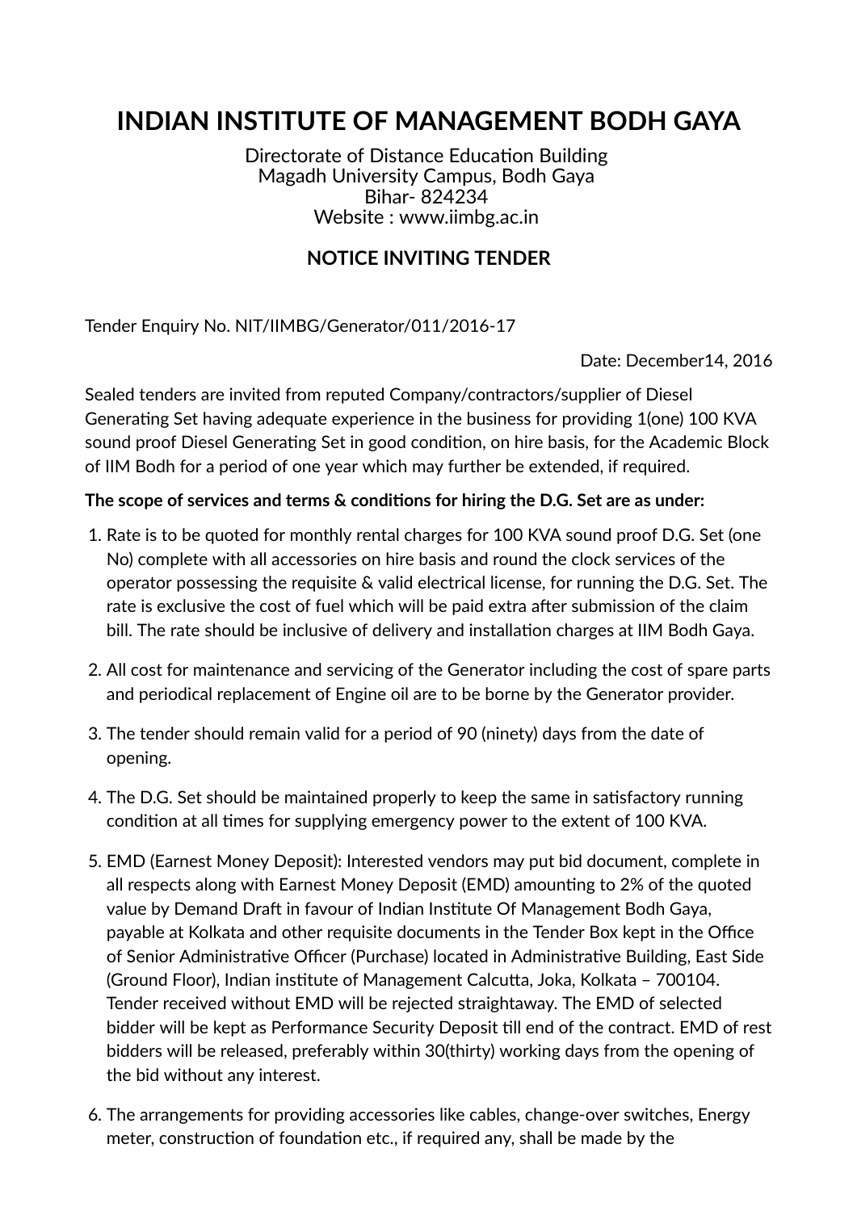# INDIAN INSTITUTE OF MANAGEMENT BODH GAYA

Directorate of Distance Education Building
Magadh University Campus, Bodh Gaya
Bihar- 824234
Website : www.iimbg.ac.in

## NOTICE INVITING TENDER

Tender Enquiry No. NIT/IIMBG/Generator/011/2016-17

Date: December14, 2016

Sealed tenders are invited from reputed Company/contractors/supplier of Diesel Generating Set having adequate experience in the business for providing 1(one) 100 KVA sound proof Diesel Generating Set in good condition, on hire basis, for the Academic Block of IIM Bodh for a period of one year which may further be extended, if required.

**The scope of services and terms & conditions for hiring the D.G. Set are as under:**

1. Rate is to be quoted for monthly rental charges for 100 KVA sound proof D.G. Set (one No) complete with all accessories on hire basis and round the clock services of the operator possessing the requisite & valid electrical license, for running the D.G. Set. The rate is exclusive the cost of fuel which will be paid extra after submission of the claim bill. The rate should be inclusive of delivery and installation charges at IIM Bodh Gaya.

2. All cost for maintenance and servicing of the Generator including the cost of spare parts and periodical replacement of Engine oil are to be borne by the Generator provider.

3. The tender should remain valid for a period of 90 (ninety) days from the date of opening.

4. The D.G. Set should be maintained properly to keep the same in satisfactory running condition at all times for supplying emergency power to the extent of 100 KVA.

5. EMD (Earnest Money Deposit): Interested vendors may put bid document, complete in all respects along with Earnest Money Deposit (EMD) amounting to 2% of the quoted value by Demand Draft in favour of Indian Institute Of Management Bodh Gaya, payable at Kolkata and other requisite documents in the Tender Box kept in the Office of Senior Administrative Officer (Purchase) located in Administrative Building, East Side (Ground Floor), Indian institute of Management Calcutta, Joka, Kolkata – 700104. Tender received without EMD will be rejected straightaway. The EMD of selected bidder will be kept as Performance Security Deposit till end of the contract. EMD of rest bidders will be released, preferably within 30(thirty) working days from the opening of the bid without any interest.

6. The arrangements for providing accessories like cables, change-over switches, Energy meter, construction of foundation etc., if required any, shall be made by the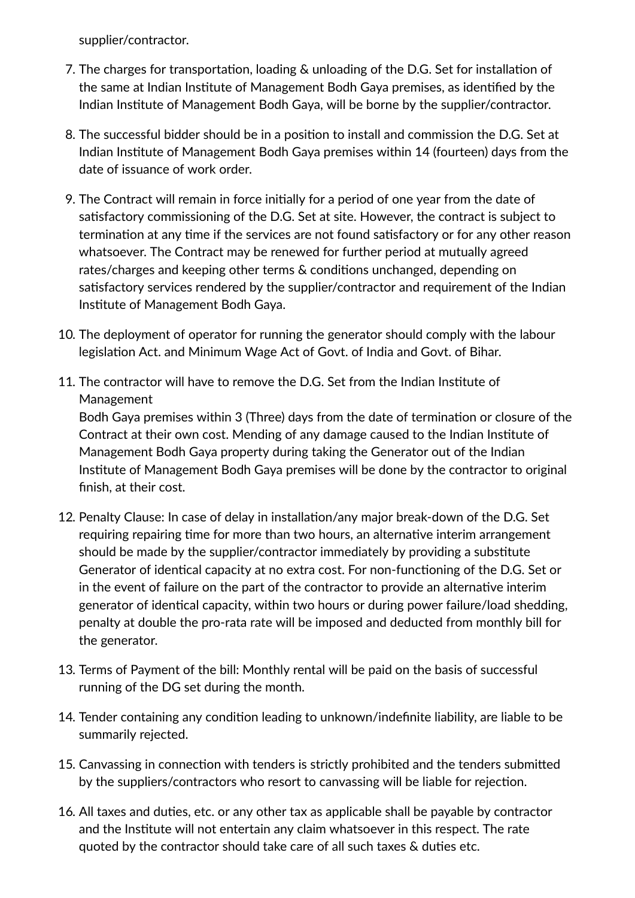supplier/contractor.

7. The charges for transportation, loading & unloading of the D.G. Set for installation of the same at Indian Institute of Management Bodh Gaya premises, as identified by the Indian Institute of Management Bodh Gaya, will be borne by the supplier/contractor.

8. The successful bidder should be in a position to install and commission the D.G. Set at Indian Institute of Management Bodh Gaya premises within 14 (fourteen) days from the date of issuance of work order.

9. The Contract will remain in force initially for a period of one year from the date of satisfactory commissioning of the D.G. Set at site. However, the contract is subject to termination at any time if the services are not found satisfactory or for any other reason whatsoever. The Contract may be renewed for further period at mutually agreed rates/charges and keeping other terms & conditions unchanged, depending on satisfactory services rendered by the supplier/contractor and requirement of the Indian Institute of Management Bodh Gaya.

10. The deployment of operator for running the generator should comply with the labour legislation Act. and Minimum Wage Act of Govt. of India and Govt. of Bihar.

11. The contractor will have to remove the D.G. Set from the Indian Institute of Management
    Bodh Gaya premises within 3 (Three) days from the date of termination or closure of the Contract at their own cost. Mending of any damage caused to the Indian Institute of Management Bodh Gaya property during taking the Generator out of the Indian Institute of Management Bodh Gaya premises will be done by the contractor to original finish, at their cost.

12. Penalty Clause: In case of delay in installation/any major break-down of the D.G. Set requiring repairing time for more than two hours, an alternative interim arrangement should be made by the supplier/contractor immediately by providing a substitute Generator of identical capacity at no extra cost. For non-functioning of the D.G. Set or in the event of failure on the part of the contractor to provide an alternative interim generator of identical capacity, within two hours or during power failure/load shedding, penalty at double the pro-rata rate will be imposed and deducted from monthly bill for the generator.

13. Terms of Payment of the bill: Monthly rental will be paid on the basis of successful running of the DG set during the month.

14. Tender containing any condition leading to unknown/indefinite liability, are liable to be summarily rejected.

15. Canvassing in connection with tenders is strictly prohibited and the tenders submitted by the suppliers/contractors who resort to canvassing will be liable for rejection.

16. All taxes and duties, etc. or any other tax as applicable shall be payable by contractor and the Institute will not entertain any claim whatsoever in this respect. The rate quoted by the contractor should take care of all such taxes & duties etc.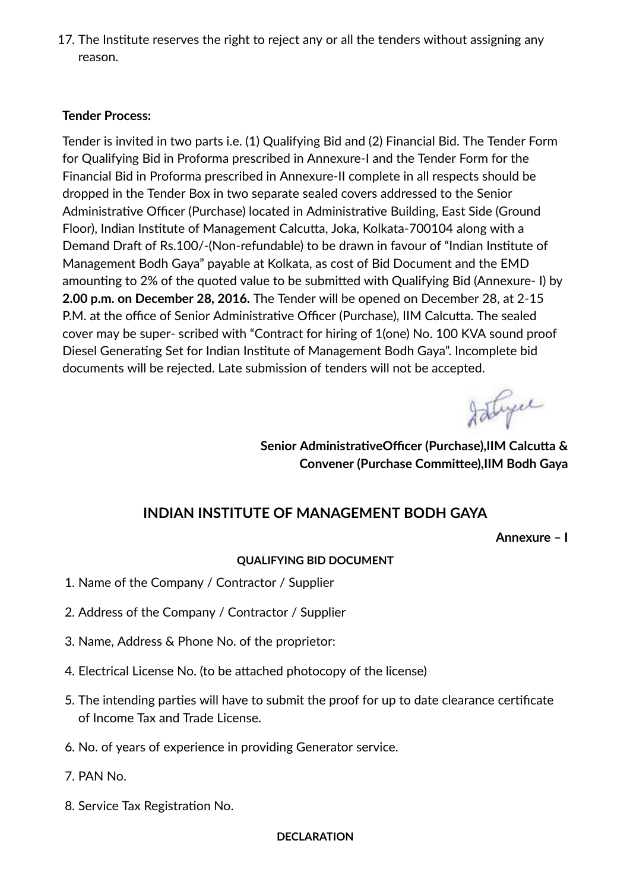17. The Institute reserves the right to reject any or all the tenders without assigning any reason.

**Tender Process:**

Tender is invited in two parts i.e. (1) Qualifying Bid and (2) Financial Bid. The Tender Form for Qualifying Bid in Proforma prescribed in Annexure-I and the Tender Form for the Financial Bid in Proforma prescribed in Annexure-II complete in all respects should be dropped in the Tender Box in two separate sealed covers addressed to the Senior Administrative Officer (Purchase) located in Administrative Building, East Side (Ground Floor), Indian Institute of Management Calcutta, Joka, Kolkata-700104 along with a Demand Draft of Rs.100/-(Non-refundable) to be drawn in favour of "Indian Institute of Management Bodh Gaya" payable at Kolkata, as cost of Bid Document and the EMD amounting to 2% of the quoted value to be submitted with Qualifying Bid (Annexure- I) by **2.00 p.m. on December 28, 2016.** The Tender will be opened on December 28, at 2-15 P.M. at the office of Senior Administrative Officer (Purchase), IIM Calcutta. The sealed cover may be super- scribed with "Contract for hiring of 1(one) No. 100 KVA sound proof Diesel Generating Set for Indian Institute of Management Bodh Gaya". Incomplete bid documents will be rejected. Late submission of tenders will not be accepted.

**Senior AdministrativeOfficer (Purchase),IIM Calcutta &**
**Convener (Purchase Committee),IIM Bodh Gaya**

## INDIAN INSTITUTE OF MANAGEMENT BODH GAYA

**Annexure – I**

### QUALIFYING BID DOCUMENT

1. Name of the Company / Contractor / Supplier
2. Address of the Company / Contractor / Supplier
3. Name, Address & Phone No. of the proprietor:
4. Electrical License No. (to be attached photocopy of the license)
5. The intending parties will have to submit the proof for up to date clearance certificate of Income Tax and Trade License.
6. No. of years of experience in providing Generator service.
7. PAN No.
8. Service Tax Registration No.

**DECLARATION**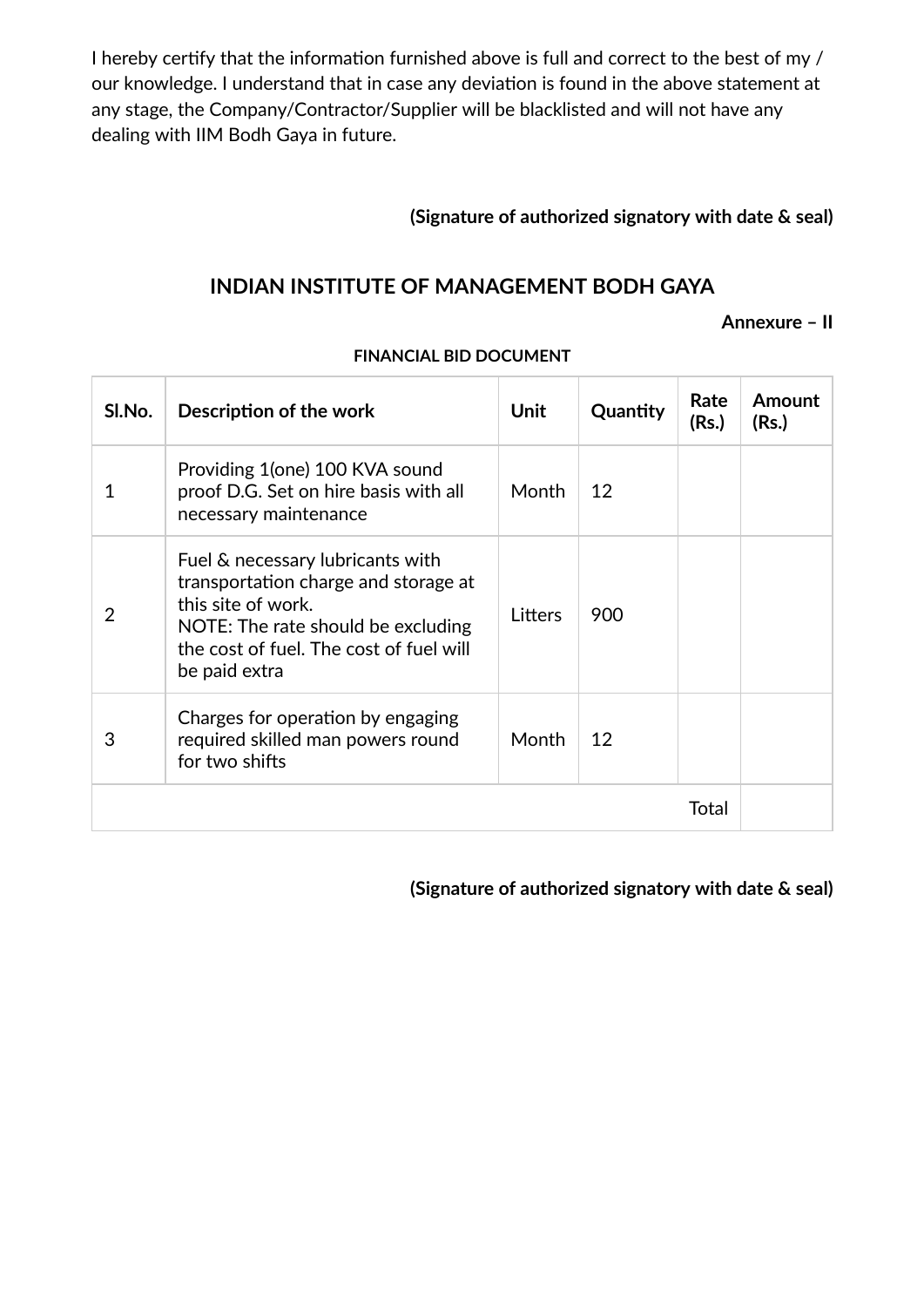I hereby certify that the information furnished above is full and correct to the best of my / our knowledge. I understand that in case any deviation is found in the above statement at any stage, the Company/Contractor/Supplier will be blacklisted and will not have any dealing with IIM Bodh Gaya in future.

**(Signature of authorized signatory with date & seal)**

## INDIAN INSTITUTE OF MANAGEMENT BODH GAYA

**Annexure – II**

**FINANCIAL BID DOCUMENT**

| Sl.No. | Description of the work | Unit | Quantity | Rate (Rs.) | Amount (Rs.) |
|---|---|---|---|---|---|
| 1 | Providing 1(one) 100 KVA sound proof D.G. Set on hire basis with all necessary maintenance | Month | 12 | | |
| 2 | Fuel & necessary lubricants with transportation charge and storage at this site of work.<br>NOTE: The rate should be excluding the cost of fuel. The cost of fuel will be paid extra | Litters | 900 | | |
| 3 | Charges for operation by engaging required skilled man powers round for two shifts | Month | 12 | | |
| | | | | Total | |

**(Signature of authorized signatory with date & seal)**